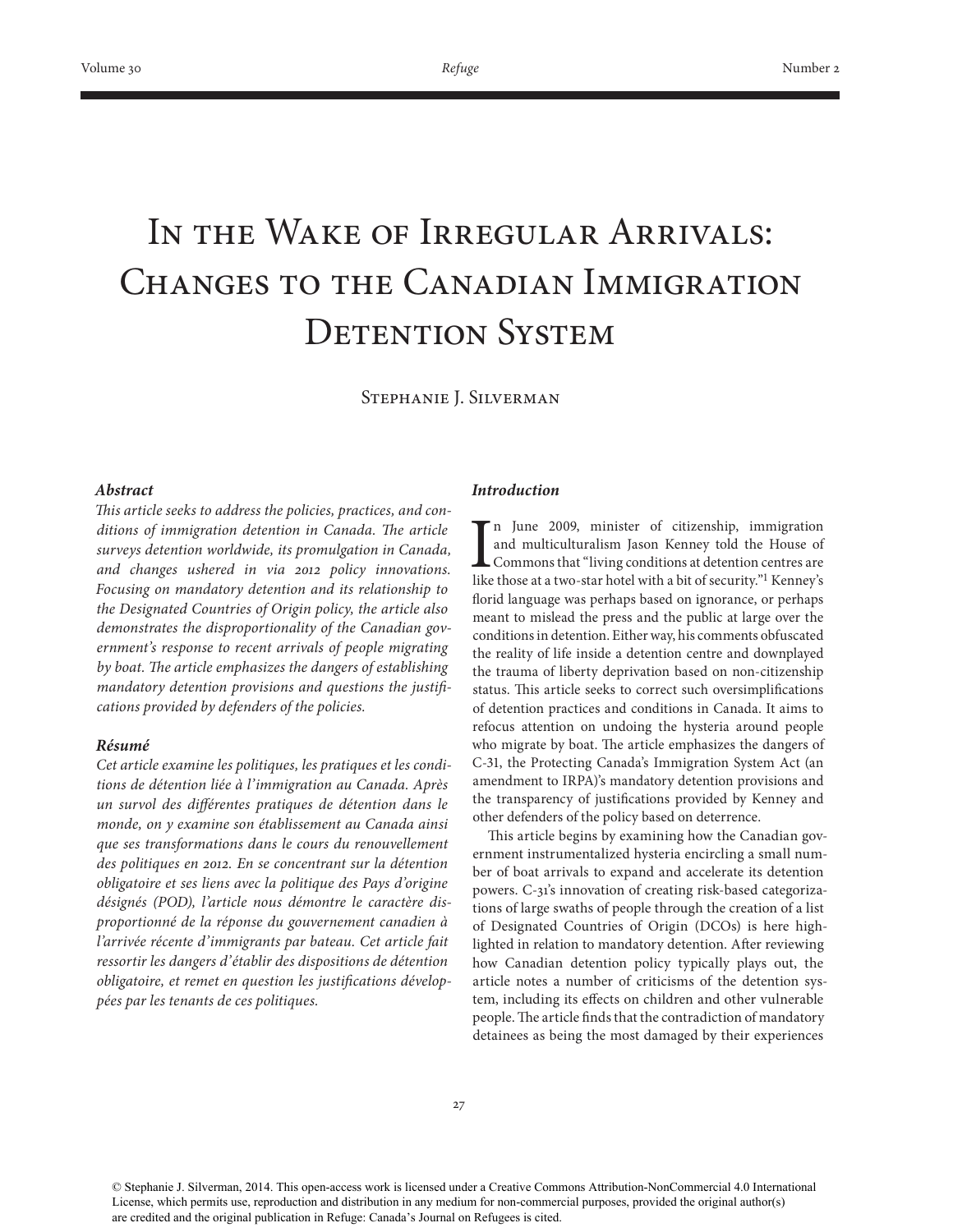# In the Wake of Irregular Arrivals: Changes to the Canadian Immigration Detention System

Stephanie J. Silverman

### Abstract

*This article seeks to address the policies, practices, and conditions of immigration detention in Canada. The article surveys detention worldwide, its promulgation in Canada, and changes ushered in via 2012 policy innovations. Focusing on mandatory detention and its relationship to the Designated Countries of Origin policy, the article also demonstrates the disproportionality of the Canadian government's response to recent arrivals of people migrating by boat. The article emphasizes the dangers of establishing mandatory detention provisions and questions the justifications provided by defenders of the policies.*

### Résumé

*Cet article examine les politiques, les pratiques et les conditions de détention liée à l'immigration au Canada. Après un survol des différentes pratiques de détention dans le monde, on y examine son établissement au Canada ainsi que ses transformations dans le cours du renouvellement des politiques en 2012. En se concentrant sur la détention obligatoire et ses liens avec la politique des Pays d'origine désignés (POD), l'article nous démontre le caractère disproportionné de la réponse du gouvernement canadien à l'arrivée récente d'immigrants par bateau. Cet article fait ressortir les dangers d'établir des dispositions de détention obligatoire, et remet en question les justifications développées par les tenants de ces politiques.*

### Introduction

In June 2009, minister of citizenship, immigration and multiculturalism Jason Kenney told the House of Commons that "living conditions at detention centres are like those at a two-star hotel with a bit of security."[1] Kenney's florid language was perhaps based on ignorance, or perhaps meant to mislead the press and the public at large over the conditions in detention. Either way, his comments obfuscated the reality of life inside a detention centre and downplayed the trauma of liberty deprivation based on non-citizenship status. This article seeks to correct such oversimplifications of detention practices and conditions in Canada. It aims to refocus attention on undoing the hysteria around people who migrate by boat. The article emphasizes the dangers of C-31, the Protecting Canada's Immigration System Act (an amendment to IRPA)'s mandatory detention provisions and the transparency of justifications provided by Kenney and other defenders of the policy based on deterrence.

This article begins by examining how the Canadian government instrumentalized hysteria encircling a small number of boat arrivals to expand and accelerate its detention powers. C-31's innovation of creating risk-based categorizations of large swaths of people through the creation of a list of Designated Countries of Origin (DCOs) is here highlighted in relation to mandatory detention. After reviewing how Canadian detention policy typically plays out, the article notes a number of criticisms of the detention system, including its effects on children and other vulnerable people. The article finds that the contradiction of mandatory detainees as being the most damaged by their experiences

© Stephanie J. Silverman, 2014. This open-access work is licensed under a Creative Commons Attribution-NonCommercial 4.0 International License, which permits use, reproduction and distribution in any medium for non-commercial purposes, provided the original author(s) are credited and the original publication in Refuge: Canada's Journal on Refugees is cited.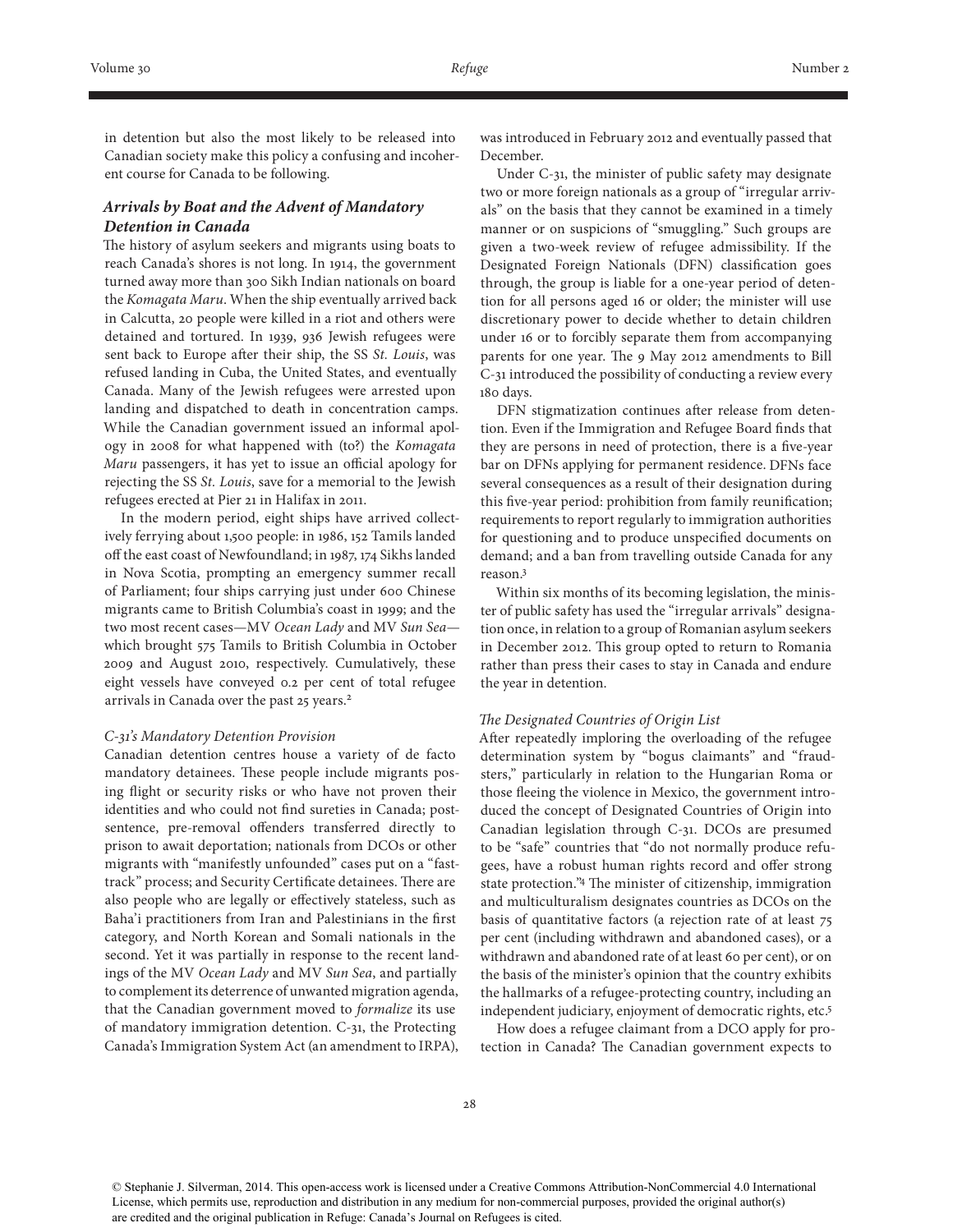in detention but also the most likely to be released into Canadian society make this policy a confusing and incoherent course for Canada to be following.

### *Arrivals by Boat and the Advent of Mandatory Detention in Canada*

The history of asylum seekers and migrants using boats to reach Canada's shores is not long. In 1914, the government turned away more than 300 Sikh Indian nationals on board the *Komagata Maru*. When the ship eventually arrived back in Calcutta, 20 people were killed in a riot and others were detained and tortured. In 1939, 936 Jewish refugees were sent back to Europe after their ship, the SS *St. Louis*, was refused landing in Cuba, the United States, and eventually Canada. Many of the Jewish refugees were arrested upon landing and dispatched to death in concentration camps. While the Canadian government issued an informal apology in 2008 for what happened with (to?) the *Komagata Maru* passengers, it has yet to issue an official apology for rejecting the SS *St. Louis*, save for a memorial to the Jewish refugees erected at Pier 21 in Halifax in 2011.

In the modern period, eight ships have arrived collectively ferrying about 1,500 people: in 1986, 152 Tamils landed off the east coast of Newfoundland; in 1987, 174 Sikhs landed in Nova Scotia, prompting an emergency summer recall of Parliament; four ships carrying just under 600 Chinese migrants came to British Columbia's coast in 1999; and the two most recent cases—MV *Ocean Lady* and MV *Sun Sea*—which brought 575 Tamils to British Columbia in October 2009 and August 2010, respectively. Cumulatively, these eight vessels have conveyed 0.2 per cent of total refugee arrivals in Canada over the past 25 years.[2]

#### *C-31's Mandatory Detention Provision*

Canadian detention centres house a variety of de facto mandatory detainees. These people include migrants posing flight or security risks or who have not proven their identities and who could not find sureties in Canada; post-sentence, pre-removal offenders transferred directly to prison to await deportation; nationals from DCOs or other migrants with "manifestly unfounded" cases put on a "fast-track" process; and Security Certificate detainees. There are also people who are legally or effectively stateless, such as Baha'i practitioners from Iran and Palestinians in the first category, and North Korean and Somali nationals in the second. Yet it was partially in response to the recent landings of the MV *Ocean Lady* and MV *Sun Sea*, and partially to complement its deterrence of unwanted migration agenda, that the Canadian government moved to *formalize* its use of mandatory immigration detention. C-31, the Protecting Canada's Immigration System Act (an amendment to IRPA), was introduced in February 2012 and eventually passed that December.

Under C-31, the minister of public safety may designate two or more foreign nationals as a group of "irregular arrivals" on the basis that they cannot be examined in a timely manner or on suspicions of "smuggling." Such groups are given a two-week review of refugee admissibility. If the Designated Foreign Nationals (DFN) classification goes through, the group is liable for a one-year period of detention for all persons aged 16 or older; the minister will use discretionary power to decide whether to detain children under 16 or to forcibly separate them from accompanying parents for one year. The 9 May 2012 amendments to Bill C-31 introduced the possibility of conducting a review every 180 days.

DFN stigmatization continues after release from detention. Even if the Immigration and Refugee Board finds that they are persons in need of protection, there is a five-year bar on DFNs applying for permanent residence. DFNs face several consequences as a result of their designation during this five-year period: prohibition from family reunification; requirements to report regularly to immigration authorities for questioning and to produce unspecified documents on demand; and a ban from travelling outside Canada for any reason.[3]

Within six months of its becoming legislation, the minister of public safety has used the "irregular arrivals" designation once, in relation to a group of Romanian asylum seekers in December 2012. This group opted to return to Romania rather than press their cases to stay in Canada and endure the year in detention.

#### *The Designated Countries of Origin List*

After repeatedly imploring the overloading of the refugee determination system by "bogus claimants" and "fraudsters," particularly in relation to the Hungarian Roma or those fleeing the violence in Mexico, the government introduced the concept of Designated Countries of Origin into Canadian legislation through C-31. DCOs are presumed to be "safe" countries that "do not normally produce refugees, have a robust human rights record and offer strong state protection."[4] The minister of citizenship, immigration and multiculturalism designates countries as DCOs on the basis of quantitative factors (a rejection rate of at least 75 per cent (including withdrawn and abandoned cases), or a withdrawn and abandoned rate of at least 60 per cent), or on the basis of the minister's opinion that the country exhibits the hallmarks of a refugee-protecting country, including an independent judiciary, enjoyment of democratic rights, etc.[5]

How does a refugee claimant from a DCO apply for protection in Canada? The Canadian government expects to

© Stephanie J. Silverman, 2014. This open-access work is licensed under a Creative Commons Attribution-NonCommercial 4.0 International License, which permits use, reproduction and distribution in any medium for non-commercial purposes, provided the original author(s) are credited and the original publication in Refuge: Canada's Journal on Refugees is cited.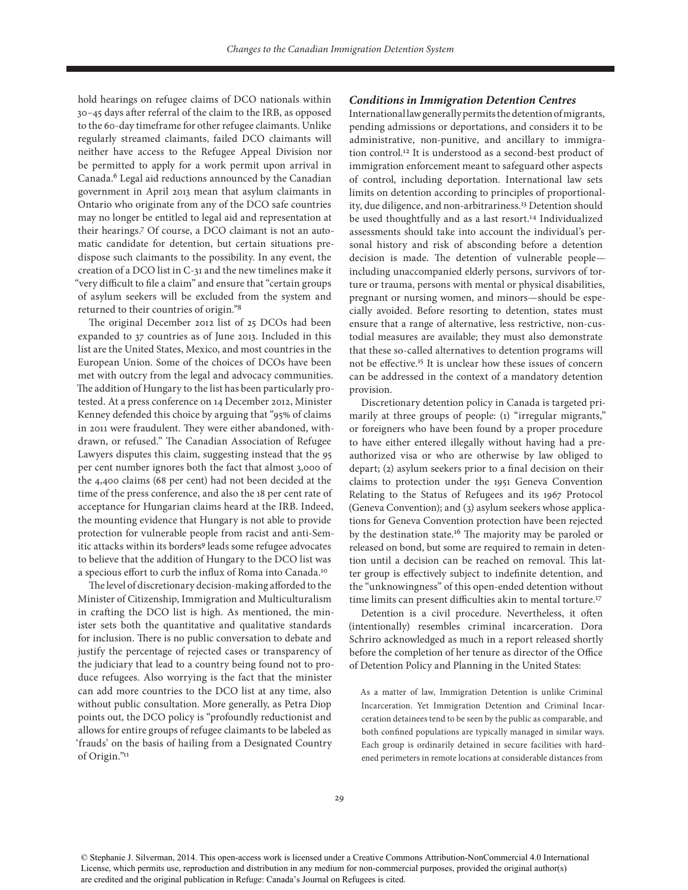hold hearings on refugee claims of DCO nationals within 30–45 days after referral of the claim to the IRB, as opposed to the 60-day timeframe for other refugee claimants. Unlike regularly streamed claimants, failed DCO claimants will neither have access to the Refugee Appeal Division nor be permitted to apply for a work permit upon arrival in Canada.[6] Legal aid reductions announced by the Canadian government in April 2013 mean that asylum claimants in Ontario who originate from any of the DCO safe countries may no longer be entitled to legal aid and representation at their hearings.[7] Of course, a DCO claimant is not an automatic candidate for detention, but certain situations predispose such claimants to the possibility. In any event, the creation of a DCO list in C-31 and the new timelines make it "very difficult to file a claim" and ensure that "certain groups of asylum seekers will be excluded from the system and returned to their countries of origin."[8]

The original December 2012 list of 25 DCOs had been expanded to 37 countries as of June 2013. Included in this list are the United States, Mexico, and most countries in the European Union. Some of the choices of DCOs have been met with outcry from the legal and advocacy communities. The addition of Hungary to the list has been particularly protested. At a press conference on 14 December 2012, Minister Kenney defended this choice by arguing that "95% of claims in 2011 were fraudulent. They were either abandoned, withdrawn, or refused." The Canadian Association of Refugee Lawyers disputes this claim, suggesting instead that the 95 per cent number ignores both the fact that almost 3,000 of the 4,400 claims (68 per cent) had not been decided at the time of the press conference, and also the 18 per cent rate of acceptance for Hungarian claims heard at the IRB. Indeed, the mounting evidence that Hungary is not able to provide protection for vulnerable people from racist and anti-Semitic attacks within its borders[9] leads some refugee advocates to believe that the addition of Hungary to the DCO list was a specious effort to curb the influx of Roma into Canada.[10]

The level of discretionary decision-making afforded to the Minister of Citizenship, Immigration and Multiculturalism in crafting the DCO list is high. As mentioned, the minister sets both the quantitative and qualitative standards for inclusion. There is no public conversation to debate and justify the percentage of rejected cases or transparency of the judiciary that lead to a country being found not to produce refugees. Also worrying is the fact that the minister can add more countries to the DCO list at any time, also without public consultation. More generally, as Petra Diop points out, the DCO policy is "profoundly reductionist and allows for entire groups of refugee claimants to be labeled as 'frauds' on the basis of hailing from a Designated Country of Origin."[11]

### *Conditions in Immigration Detention Centres*

International law generally permits the detention of migrants, pending admissions or deportations, and considers it to be administrative, non-punitive, and ancillary to immigration control.[12] It is understood as a second-best product of immigration enforcement meant to safeguard other aspects of control, including deportation. International law sets limits on detention according to principles of proportionality, due diligence, and non-arbitrariness.[13] Detention should be used thoughtfully and as a last resort.[14] Individualized assessments should take into account the individual's personal history and risk of absconding before a detention decision is made. The detention of vulnerable people—including unaccompanied elderly persons, survivors of torture or trauma, persons with mental or physical disabilities, pregnant or nursing women, and minors—should be especially avoided. Before resorting to detention, states must ensure that a range of alternative, less restrictive, non-custodial measures are available; they must also demonstrate that these so-called alternatives to detention programs will not be effective.[15] It is unclear how these issues of concern can be addressed in the context of a mandatory detention provision.

Discretionary detention policy in Canada is targeted primarily at three groups of people: (1) "irregular migrants," or foreigners who have been found by a proper procedure to have either entered illegally without having had a pre-authorized visa or who are otherwise by law obliged to depart; (2) asylum seekers prior to a final decision on their claims to protection under the 1951 Geneva Convention Relating to the Status of Refugees and its 1967 Protocol (Geneva Convention); and (3) asylum seekers whose applications for Geneva Convention protection have been rejected by the destination state.[16] The majority may be paroled or released on bond, but some are required to remain in detention until a decision can be reached on removal. This latter group is effectively subject to indefinite detention, and the "unknowingness" of this open-ended detention without time limits can present difficulties akin to mental torture.[17]

Detention is a civil procedure. Nevertheless, it often (intentionally) resembles criminal incarceration. Dora Schriro acknowledged as much in a report released shortly before the completion of her tenure as director of the Office of Detention Policy and Planning in the United States:

> As a matter of law, Immigration Detention is unlike Criminal Incarceration. Yet Immigration Detention and Criminal Incarceration detainees tend to be seen by the public as comparable, and both confined populations are typically managed in similar ways. Each group is ordinarily detained in secure facilities with hardened perimeters in remote locations at considerable distances from

© Stephanie J. Silverman, 2014. This open-access work is licensed under a Creative Commons Attribution-NonCommercial 4.0 International License, which permits use, reproduction and distribution in any medium for non-commercial purposes, provided the original author(s) are credited and the original publication in Refuge: Canada's Journal on Refugees is cited.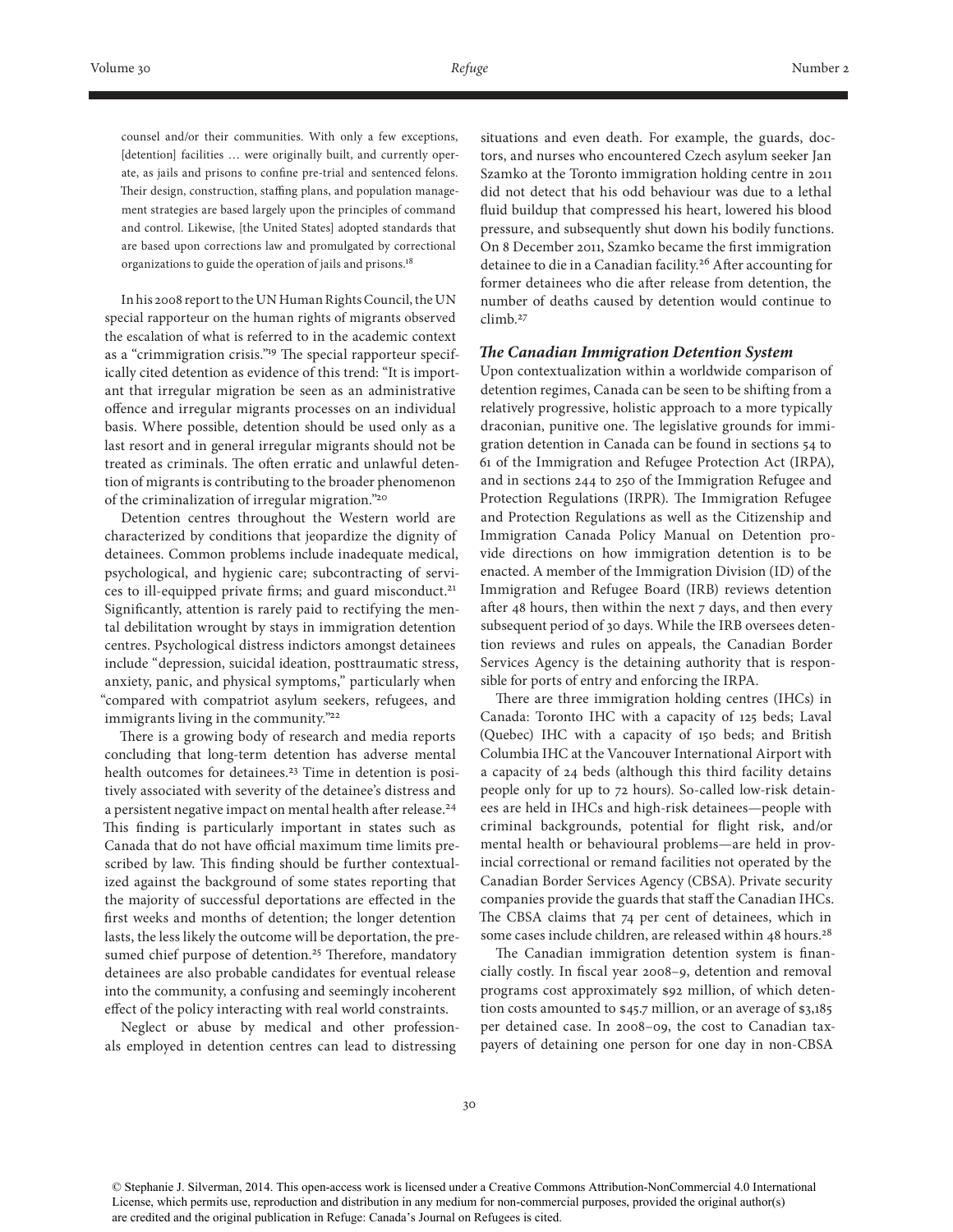> counsel and/or their communities. With only a few exceptions, [detention] facilities … were originally built, and currently operate, as jails and prisons to confine pre-trial and sentenced felons. Their design, construction, staffing plans, and population management strategies are based largely upon the principles of command and control. Likewise, [the United States] adopted standards that are based upon corrections law and promulgated by correctional organizations to guide the operation of jails and prisons.[18]

In his 2008 report to the UN Human Rights Council, the UN special rapporteur on the human rights of migrants observed the escalation of what is referred to in the academic context as a "crimmigration crisis."[19] The special rapporteur specifically cited detention as evidence of this trend: "It is important that irregular migration be seen as an administrative offence and irregular migrants processes on an individual basis. Where possible, detention should be used only as a last resort and in general irregular migrants should not be treated as criminals. The often erratic and unlawful detention of migrants is contributing to the broader phenomenon of the criminalization of irregular migration."[20]

Detention centres throughout the Western world are characterized by conditions that jeopardize the dignity of detainees. Common problems include inadequate medical, psychological, and hygienic care; subcontracting of services to ill-equipped private firms; and guard misconduct.[21] Significantly, attention is rarely paid to rectifying the mental debilitation wrought by stays in immigration detention centres. Psychological distress indictors amongst detainees include "depression, suicidal ideation, posttraumatic stress, anxiety, panic, and physical symptoms," particularly when "compared with compatriot asylum seekers, refugees, and immigrants living in the community."[22]

There is a growing body of research and media reports concluding that long-term detention has adverse mental health outcomes for detainees.[23] Time in detention is positively associated with severity of the detainee's distress and a persistent negative impact on mental health after release.[24] This finding is particularly important in states such as Canada that do not have official maximum time limits prescribed by law. This finding should be further contextualized against the background of some states reporting that the majority of successful deportations are effected in the first weeks and months of detention; the longer detention lasts, the less likely the outcome will be deportation, the presumed chief purpose of detention.[25] Therefore, mandatory detainees are also probable candidates for eventual release into the community, a confusing and seemingly incoherent effect of the policy interacting with real world constraints.

Neglect or abuse by medical and other professionals employed in detention centres can lead to distressing situations and even death. For example, the guards, doctors, and nurses who encountered Czech asylum seeker Jan Szamko at the Toronto immigration holding centre in 2011 did not detect that his odd behaviour was due to a lethal fluid buildup that compressed his heart, lowered his blood pressure, and subsequently shut down his bodily functions. On 8 December 2011, Szamko became the first immigration detainee to die in a Canadian facility.[26] After accounting for former detainees who die after release from detention, the number of deaths caused by detention would continue to climb.[27]

### *The Canadian Immigration Detention System*

Upon contextualization within a worldwide comparison of detention regimes, Canada can be seen to be shifting from a relatively progressive, holistic approach to a more typically draconian, punitive one. The legislative grounds for immigration detention in Canada can be found in sections 54 to 61 of the Immigration and Refugee Protection Act (IRPA), and in sections 244 to 250 of the Immigration Refugee and Protection Regulations (IRPR). The Immigration Refugee and Protection Regulations as well as the Citizenship and Immigration Canada Policy Manual on Detention provide directions on how immigration detention is to be enacted. A member of the Immigration Division (ID) of the Immigration and Refugee Board (IRB) reviews detention after 48 hours, then within the next 7 days, and then every subsequent period of 30 days. While the IRB oversees detention reviews and rules on appeals, the Canadian Border Services Agency is the detaining authority that is responsible for ports of entry and enforcing the IRPA.

There are three immigration holding centres (IHCs) in Canada: Toronto IHC with a capacity of 125 beds; Laval (Quebec) IHC with a capacity of 150 beds; and British Columbia IHC at the Vancouver International Airport with a capacity of 24 beds (although this third facility detains people only for up to 72 hours). So-called low-risk detainees are held in IHCs and high-risk detainees—people with criminal backgrounds, potential for flight risk, and/or mental health or behavioural problems—are held in provincial correctional or remand facilities not operated by the Canadian Border Services Agency (CBSA). Private security companies provide the guards that staff the Canadian IHCs. The CBSA claims that 74 per cent of detainees, which in some cases include children, are released within 48 hours.[28]

The Canadian immigration detention system is financially costly. In fiscal year 2008–9, detention and removal programs cost approximately $92 million, of which detention costs amounted to $45.7 million, or an average of $3,185 per detained case. In 2008–09, the cost to Canadian taxpayers of detaining one person for one day in non-CBSA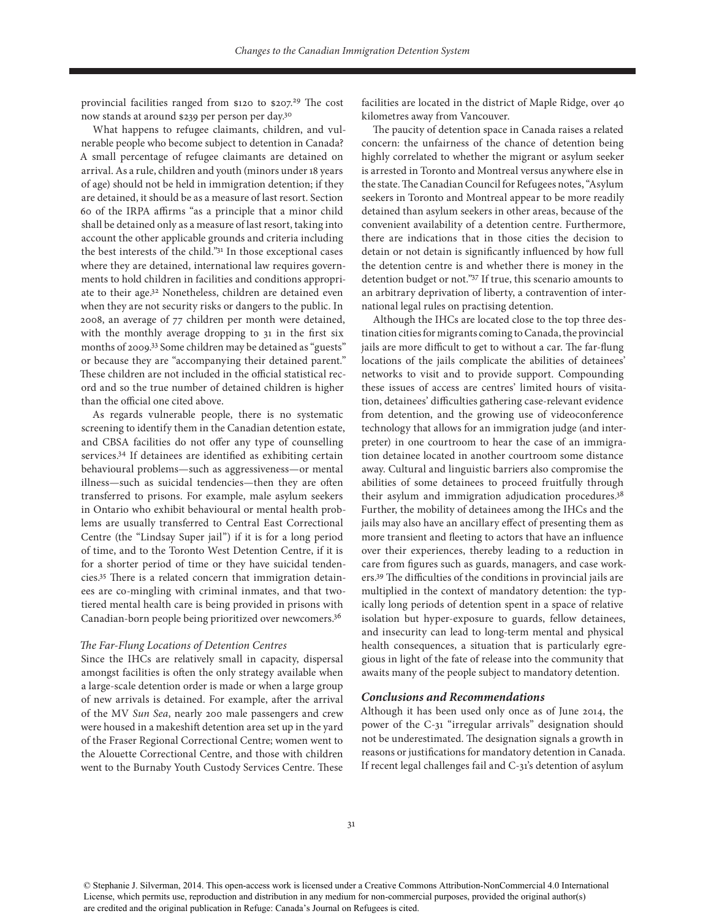provincial facilities ranged from $120 to $207.[29] The cost now stands at around $239 per person per day.[30]

What happens to refugee claimants, children, and vulnerable people who become subject to detention in Canada? A small percentage of refugee claimants are detained on arrival. As a rule, children and youth (minors under 18 years of age) should not be held in immigration detention; if they are detained, it should be as a measure of last resort. Section 60 of the IRPA affirms "as a principle that a minor child shall be detained only as a measure of last resort, taking into account the other applicable grounds and criteria including the best interests of the child."[31] In those exceptional cases where they are detained, international law requires governments to hold children in facilities and conditions appropriate to their age.[32] Nonetheless, children are detained even when they are not security risks or dangers to the public. In 2008, an average of 77 children per month were detained, with the monthly average dropping to 31 in the first six months of 2009.[33] Some children may be detained as "guests" or because they are "accompanying their detained parent." These children are not included in the official statistical record and so the true number of detained children is higher than the official one cited above.

As regards vulnerable people, there is no systematic screening to identify them in the Canadian detention estate, and CBSA facilities do not offer any type of counselling services.[34] If detainees are identified as exhibiting certain behavioural problems—such as aggressiveness—or mental illness—such as suicidal tendencies—then they are often transferred to prisons. For example, male asylum seekers in Ontario who exhibit behavioural or mental health problems are usually transferred to Central East Correctional Centre (the "Lindsay Super jail") if it is for a long period of time, and to the Toronto West Detention Centre, if it is for a shorter period of time or they have suicidal tendencies.[35] There is a related concern that immigration detainees are co-mingling with criminal inmates, and that two-tiered mental health care is being provided in prisons with Canadian-born people being prioritized over newcomers.[36]

*The Far-Flung Locations of Detention Centres*

Since the IHCs are relatively small in capacity, dispersal amongst facilities is often the only strategy available when a large-scale detention order is made or when a large group of new arrivals is detained. For example, after the arrival of the MV *Sun Sea*, nearly 200 male passengers and crew were housed in a makeshift detention area set up in the yard of the Fraser Regional Correctional Centre; women went to the Alouette Correctional Centre, and those with children went to the Burnaby Youth Custody Services Centre. These facilities are located in the district of Maple Ridge, over 40 kilometres away from Vancouver.

The paucity of detention space in Canada raises a related concern: the unfairness of the chance of detention being highly correlated to whether the migrant or asylum seeker is arrested in Toronto and Montreal versus anywhere else in the state. The Canadian Council for Refugees notes, "Asylum seekers in Toronto and Montreal appear to be more readily detained than asylum seekers in other areas, because of the convenient availability of a detention centre. Furthermore, there are indications that in those cities the decision to detain or not detain is significantly influenced by how full the detention centre is and whether there is money in the detention budget or not."[37] If true, this scenario amounts to an arbitrary deprivation of liberty, a contravention of international legal rules on practising detention.

Although the IHCs are located close to the top three destination cities for migrants coming to Canada, the provincial jails are more difficult to get to without a car. The far-flung locations of the jails complicate the abilities of detainees' networks to visit and to provide support. Compounding these issues of access are centres' limited hours of visitation, detainees' difficulties gathering case-relevant evidence from detention, and the growing use of videoconference technology that allows for an immigration judge (and interpreter) in one courtroom to hear the case of an immigration detainee located in another courtroom some distance away. Cultural and linguistic barriers also compromise the abilities of some detainees to proceed fruitfully through their asylum and immigration adjudication procedures.[38] Further, the mobility of detainees among the IHCs and the jails may also have an ancillary effect of presenting them as more transient and fleeting to actors that have an influence over their experiences, thereby leading to a reduction in care from figures such as guards, managers, and case workers.[39] The difficulties of the conditions in provincial jails are multiplied in the context of mandatory detention: the typically long periods of detention spent in a space of relative isolation but hyper-exposure to guards, fellow detainees, and insecurity can lead to long-term mental and physical health consequences, a situation that is particularly egregious in light of the fate of release into the community that awaits many of the people subject to mandatory detention.

### *Conclusions and Recommendations*

Although it has been used only once as of June 2014, the power of the C-31 "irregular arrivals" designation should not be underestimated. The designation signals a growth in reasons or justifications for mandatory detention in Canada. If recent legal challenges fail and C-31's detention of asylum

© Stephanie J. Silverman, 2014. This open-access work is licensed under a Creative Commons Attribution-NonCommercial 4.0 International License, which permits use, reproduction and distribution in any medium for non-commercial purposes, provided the original author(s) are credited and the original publication in Refuge: Canada's Journal on Refugees is cited.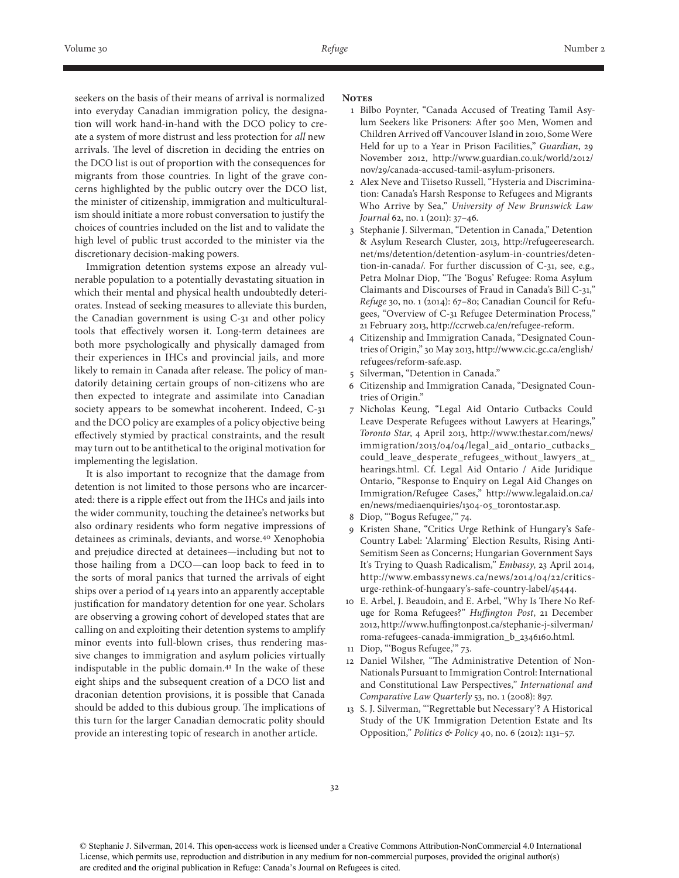seekers on the basis of their means of arrival is normalized into everyday Canadian immigration policy, the designation will work hand-in-hand with the DCO policy to create a system of more distrust and less protection for *all* new arrivals. The level of discretion in deciding the entries on the DCO list is out of proportion with the consequences for migrants from those countries. In light of the grave concerns highlighted by the public outcry over the DCO list, the minister of citizenship, immigration and multiculturalism should initiate a more robust conversation to justify the choices of countries included on the list and to validate the high level of public trust accorded to the minister via the discretionary decision-making powers.

Immigration detention systems expose an already vulnerable population to a potentially devastating situation in which their mental and physical health undoubtedly deteriorates. Instead of seeking measures to alleviate this burden, the Canadian government is using C-31 and other policy tools that effectively worsen it. Long-term detainees are both more psychologically and physically damaged from their experiences in IHCs and provincial jails, and more likely to remain in Canada after release. The policy of mandatorily detaining certain groups of non-citizens who are then expected to integrate and assimilate into Canadian society appears to be somewhat incoherent. Indeed, C-31 and the DCO policy are examples of a policy objective being effectively stymied by practical constraints, and the result may turn out to be antithetical to the original motivation for implementing the legislation.

It is also important to recognize that the damage from detention is not limited to those persons who are incarcerated: there is a ripple effect out from the IHCs and jails into the wider community, touching the detainee's networks but also ordinary residents who form negative impressions of detainees as criminals, deviants, and worse.[40] Xenophobia and prejudice directed at detainees—including but not to those hailing from a DCO—can loop back to feed in to the sorts of moral panics that turned the arrivals of eight ships over a period of 14 years into an apparently acceptable justification for mandatory detention for one year. Scholars are observing a growing cohort of developed states that are calling on and exploiting their detention systems to amplify minor events into full-blown crises, thus rendering massive changes to immigration and asylum policies virtually indisputable in the public domain.[41] In the wake of these eight ships and the subsequent creation of a DCO list and draconian detention provisions, it is possible that Canada should be added to this dubious group. The implications of this turn for the larger Canadian democratic polity should provide an interesting topic of research in another article.

## Notes

1. Bilbo Poynter, "Canada Accused of Treating Tamil Asylum Seekers like Prisoners: After 500 Men, Women and Children Arrived off Vancouver Island in 2010, Some Were Held for up to a Year in Prison Facilities," *Guardian*, 29 November 2012, http://www.guardian.co.uk/world/2012/nov/29/canada-accused-tamil-asylum-prisoners.
2. Alex Neve and Tiisetso Russell, "Hysteria and Discrimination: Canada's Harsh Response to Refugees and Migrants Who Arrive by Sea," *University of New Brunswick Law Journal* 62, no. 1 (2011): 37–46.
3. Stephanie J. Silverman, "Detention in Canada," Detention & Asylum Research Cluster, 2013, http://refugeeresearch.net/ms/detention/detention-asylum-in-countries/detention-in-canada/. For further discussion of C-31, see, e.g., Petra Molnar Diop, "The 'Bogus' Refugee: Roma Asylum Claimants and Discourses of Fraud in Canada's Bill C-31," *Refuge* 30, no. 1 (2014): 67–80; Canadian Council for Refugees, "Overview of C-31 Refugee Determination Process," 21 February 2013, http://ccrweb.ca/en/refugee-reform.
4. Citizenship and Immigration Canada, "Designated Countries of Origin," 30 May 2013, http://www.cic.gc.ca/english/refugees/reform-safe.asp.
5. Silverman, "Detention in Canada."
6. Citizenship and Immigration Canada, "Designated Countries of Origin."
7. Nicholas Keung, "Legal Aid Ontario Cutbacks Could Leave Desperate Refugees without Lawyers at Hearings," *Toronto Star*, 4 April 2013, http://www.thestar.com/news/immigration/2013/04/04/legal_aid_ontario_cutbacks_could_leave_desperate_refugees_without_lawyers_at_hearings.html. Cf. Legal Aid Ontario / Aide Juridique Ontario, "Response to Enquiry on Legal Aid Changes on Immigration/Refugee Cases," http://www.legalaid.on.ca/en/news/mediaenquiries/1304-05_torontostar.asp.
8. Diop, "'Bogus Refugee,'" 74.
9. Kristen Shane, "Critics Urge Rethink of Hungary's Safe-Country Label: 'Alarming' Election Results, Rising Anti-Semitism Seen as Concerns; Hungarian Government Says It's Trying to Quash Radicalism," *Embassy*, 23 April 2014, http://www.embassynews.ca/news/2014/04/22/critics-urge-rethink-of-hungaary's-safe-country-label/45444.
10. E. Arbel, J. Beaudoin, and E. Arbel, "Why Is There No Refuge for Roma Refugees?" *Huffington Post*, 21 December 2012, http://www.huffingtonpost.ca/stephanie-j-silverman/roma-refugees-canada-immigration_b_2346160.html.
11. Diop, "'Bogus Refugee,'" 73.
12. Daniel Wilsher, "The Administrative Detention of Non-Nationals Pursuant to Immigration Control: International and Constitutional Law Perspectives," *International and Comparative Law Quarterly* 53, no. 1 (2008): 897.
13. S. J. Silverman, "'Regrettable but Necessary'? A Historical Study of the UK Immigration Detention Estate and Its Opposition," *Politics & Policy* 40, no. 6 (2012): 1131–57.

© Stephanie J. Silverman, 2014. This open-access work is licensed under a Creative Commons Attribution-NonCommercial 4.0 International License, which permits use, reproduction and distribution in any medium for non-commercial purposes, provided the original author(s) are credited and the original publication in Refuge: Canada's Journal on Refugees is cited.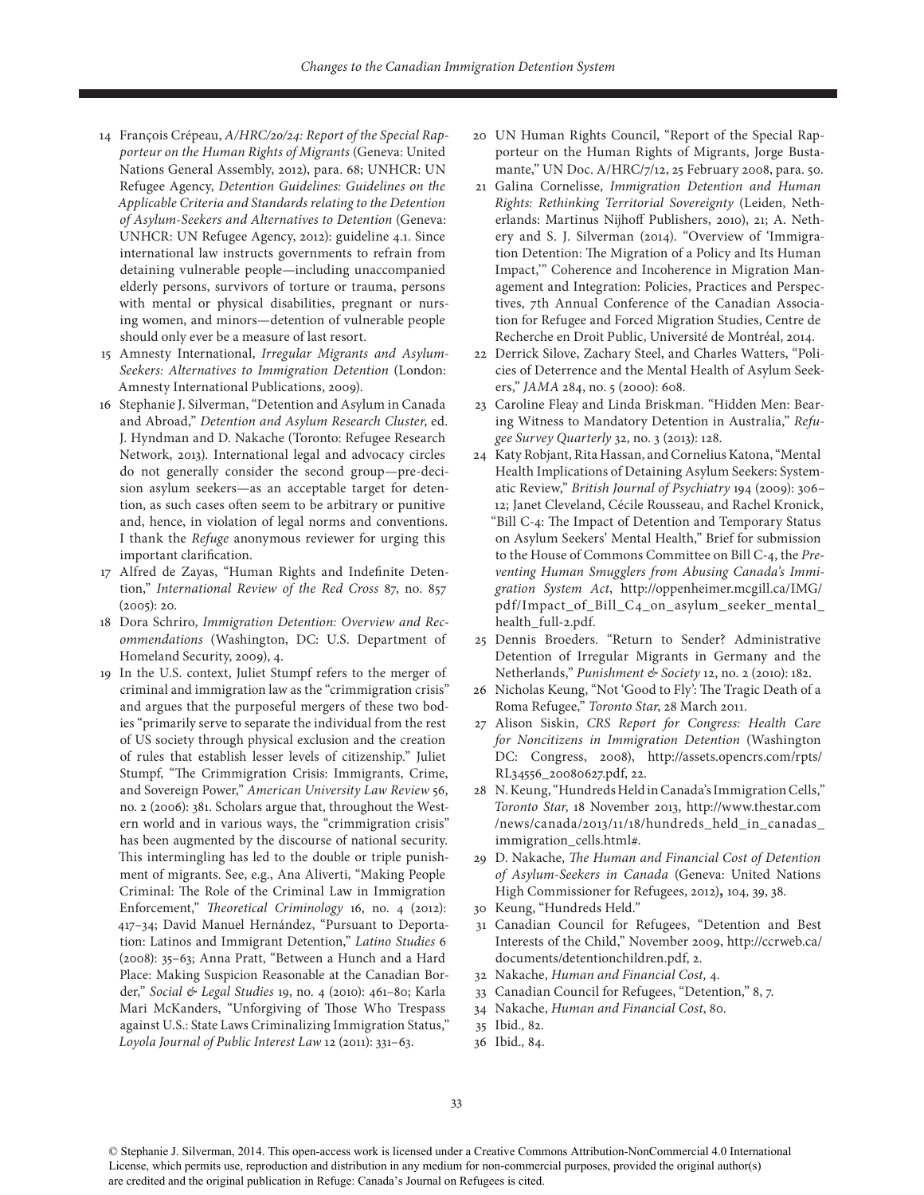14 François Crépeau, *A/HRC/20/24: Report of the Special Rapporteur on the Human Rights of Migrants* (Geneva: United Nations General Assembly, 2012), para. 68; UNHCR: UN Refugee Agency, *Detention Guidelines: Guidelines on the Applicable Criteria and Standards relating to the Detention of Asylum-Seekers and Alternatives to Detention* (Geneva: UNHCR: UN Refugee Agency, 2012): guideline 4.1. Since international law instructs governments to refrain from detaining vulnerable people—including unaccompanied elderly persons, survivors of torture or trauma, persons with mental or physical disabilities, pregnant or nursing women, and minors—detention of vulnerable people should only ever be a measure of last resort.

15 Amnesty International, *Irregular Migrants and Asylum-Seekers: Alternatives to Immigration Detention* (London: Amnesty International Publications, 2009).

16 Stephanie J. Silverman, "Detention and Asylum in Canada and Abroad," *Detention and Asylum Research Cluster*, ed. J. Hyndman and D. Nakache (Toronto: Refugee Research Network, 2013). International legal and advocacy circles do not generally consider the second group—pre-decision asylum seekers—as an acceptable target for detention, as such cases often seem to be arbitrary or punitive and, hence, in violation of legal norms and conventions. I thank the *Refuge* anonymous reviewer for urging this important clarification.

17 Alfred de Zayas, "Human Rights and Indefinite Detention," *International Review of the Red Cross* 87, no. 857 (2005): 20.

18 Dora Schriro, *Immigration Detention: Overview and Recommendations* (Washington, DC: U.S. Department of Homeland Security, 2009), 4.

19 In the U.S. context, Juliet Stumpf refers to the merger of criminal and immigration law as the "crimmigration crisis" and argues that the purposeful mergers of these two bodies "primarily serve to separate the individual from the rest of US society through physical exclusion and the creation of rules that establish lesser levels of citizenship." Juliet Stumpf, "The Crimmigration Crisis: Immigrants, Crime, and Sovereign Power," *American University Law Review* 56, no. 2 (2006): 381. Scholars argue that, throughout the Western world and in various ways, the "crimmigration crisis" has been augmented by the discourse of national security. This intermingling has led to the double or triple punishment of migrants. See, e.g., Ana Aliverti, "Making People Criminal: The Role of the Criminal Law in Immigration Enforcement," *Theoretical Criminology* 16, no. 4 (2012): 417–34; David Manuel Hernández, "Pursuant to Deportation: Latinos and Immigrant Detention," *Latino Studies* 6 (2008): 35–63; Anna Pratt, "Between a Hunch and a Hard Place: Making Suspicion Reasonable at the Canadian Border," *Social & Legal Studies* 19, no. 4 (2010): 461–80; Karla Mari McKanders, "Unforgiving of Those Who Trespass against U.S.: State Laws Criminalizing Immigration Status," *Loyola Journal of Public Interest Law* 12 (2011): 331–63.

20 UN Human Rights Council, "Report of the Special Rapporteur on the Human Rights of Migrants, Jorge Bustamante," UN Doc. A/HRC/7/12, 25 February 2008, para. 50.

21 Galina Cornelisse, *Immigration Detention and Human Rights: Rethinking Territorial Sovereignty* (Leiden, Netherlands: Martinus Nijhoff Publishers, 2010), 21; A. Nethery and S. J. Silverman (2014). "Overview of 'Immigration Detention: The Migration of a Policy and Its Human Impact,'" Coherence and Incoherence in Migration Management and Integration: Policies, Practices and Perspectives, 7th Annual Conference of the Canadian Association for Refugee and Forced Migration Studies, Centre de Recherche en Droit Public, Université de Montréal, 2014.

22 Derrick Silove, Zachary Steel, and Charles Watters, "Policies of Deterrence and the Mental Health of Asylum Seekers," *JAMA* 284, no. 5 (2000): 608.

23 Caroline Fleay and Linda Briskman. "Hidden Men: Bearing Witness to Mandatory Detention in Australia," *Refugee Survey Quarterly* 32, no. 3 (2013): 128.

24 Katy Robjant, Rita Hassan, and Cornelius Katona, "Mental Health Implications of Detaining Asylum Seekers: Systematic Review," *British Journal of Psychiatry* 194 (2009): 306–12; Janet Cleveland, Cécile Rousseau, and Rachel Kronick, "Bill C-4: The Impact of Detention and Temporary Status on Asylum Seekers' Mental Health," Brief for submission to the House of Commons Committee on Bill C-4, the *Preventing Human Smugglers from Abusing Canada's Immigration System Act*, http://oppenheimer.mcgill.ca/IMG/pdf/Impact_of_Bill_C4_on_asylum_seeker_mental_health_full-2.pdf.

25 Dennis Broeders. "Return to Sender? Administrative Detention of Irregular Migrants in Germany and the Netherlands," *Punishment & Society* 12, no. 2 (2010): 182.

26 Nicholas Keung, "Not 'Good to Fly': The Tragic Death of a Roma Refugee," *Toronto Star*, 28 March 2011.

27 Alison Siskin, *CRS Report for Congress: Health Care for Noncitizens in Immigration Detention* (Washington DC: Congress, 2008), http://assets.opencrs.com/rpts/RL34556_20080627.pdf, 22.

28 N. Keung, "Hundreds Held in Canada's Immigration Cells," *Toronto Star*, 18 November 2013, http://www.thestar.com/news/canada/2013/11/18/hundreds_held_in_canadas_immigration_cells.html#.

29 D. Nakache, *The Human and Financial Cost of Detention of Asylum-Seekers in Canada* (Geneva: United Nations High Commissioner for Refugees, 2012), 104, 39, 38.

30 Keung, "Hundreds Held."

31 Canadian Council for Refugees, "Detention and Best Interests of the Child," November 2009, http://ccrweb.ca/documents/detentionchildren.pdf, 2.

32 Nakache, *Human and Financial Cost,* 4.

33 Canadian Council for Refugees, "Detention," 8, 7.

34 Nakache, *Human and Financial Cost*, 80.

35 Ibid.*,* 82.

36 Ibid.*,* 84.

© Stephanie J. Silverman, 2014. This open-access work is licensed under a Creative Commons Attribution-NonCommercial 4.0 International License, which permits use, reproduction and distribution in any medium for non-commercial purposes, provided the original author(s) are credited and the original publication in Refuge: Canada's Journal on Refugees is cited.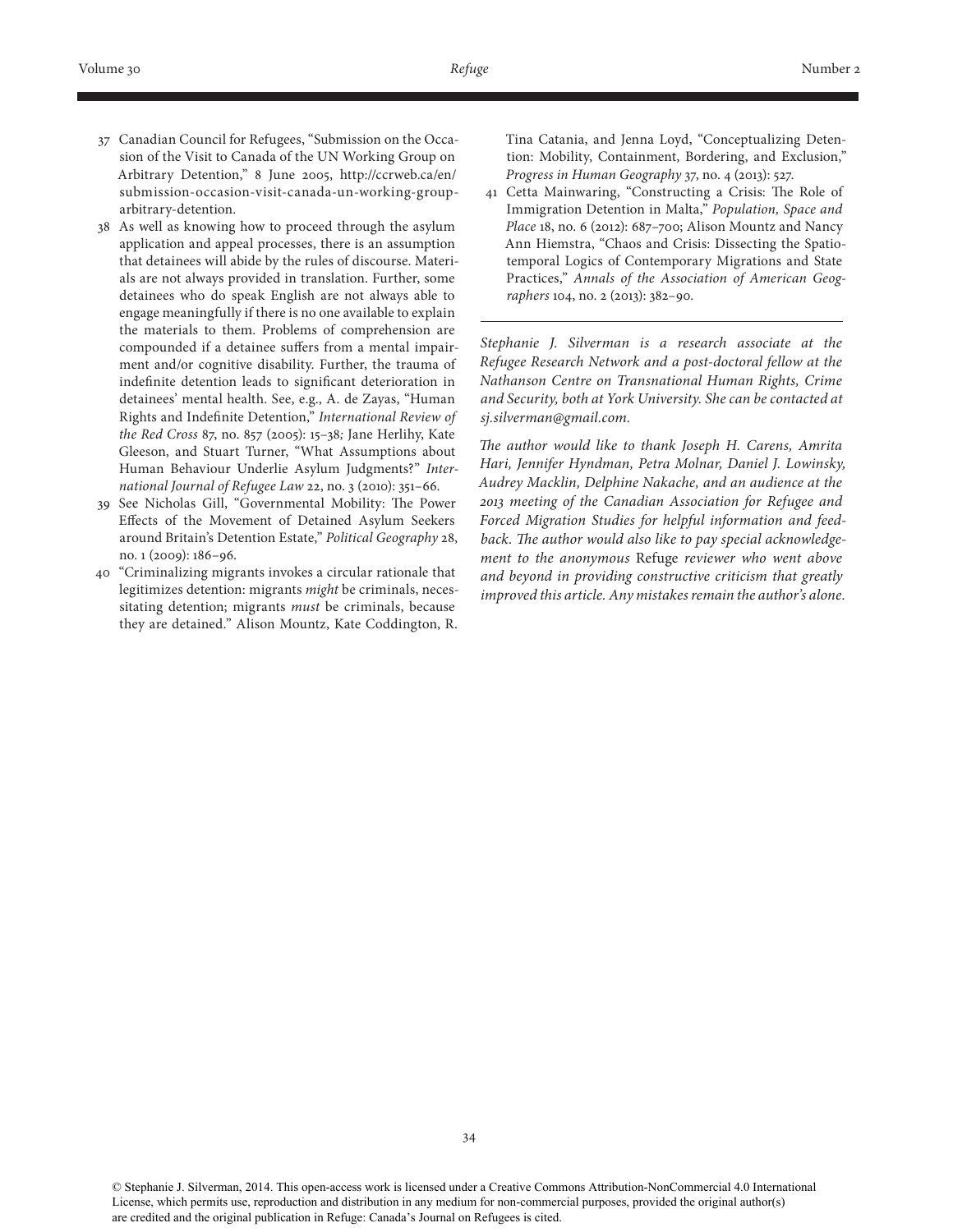37 Canadian Council for Refugees, "Submission on the Occasion of the Visit to Canada of the UN Working Group on Arbitrary Detention," 8 June 2005, http://ccrweb.ca/en/submission-occasion-visit-canada-un-working-group-arbitrary-detention.

38 As well as knowing how to proceed through the asylum application and appeal processes, there is an assumption that detainees will abide by the rules of discourse. Materials are not always provided in translation. Further, some detainees who do speak English are not always able to engage meaningfully if there is no one available to explain the materials to them. Problems of comprehension are compounded if a detainee suffers from a mental impairment and/or cognitive disability. Further, the trauma of indefinite detention leads to significant deterioration in detainees' mental health. See, e.g., A. de Zayas, "Human Rights and Indefinite Detention," *International Review of the Red Cross* 87, no. 857 (2005): 15–38; Jane Herlihy, Kate Gleeson, and Stuart Turner, "What Assumptions about Human Behaviour Underlie Asylum Judgments?" *International Journal of Refugee Law* 22, no. 3 (2010): 351–66.

39 See Nicholas Gill, "Governmental Mobility: The Power Effects of the Movement of Detained Asylum Seekers around Britain's Detention Estate," *Political Geography* 28, no. 1 (2009): 186–96.

40 "Criminalizing migrants invokes a circular rationale that legitimizes detention: migrants *might* be criminals, necessitating detention; migrants *must* be criminals, because they are detained." Alison Mountz, Kate Coddington, R. Tina Catania, and Jenna Loyd, "Conceptualizing Detention: Mobility, Containment, Bordering, and Exclusion," *Progress in Human Geography* 37, no. 4 (2013): 527.

41 Cetta Mainwaring, "Constructing a Crisis: The Role of Immigration Detention in Malta," *Population, Space and Place* 18, no. 6 (2012): 687–700; Alison Mountz and Nancy Ann Hiemstra, "Chaos and Crisis: Dissecting the Spatiotemporal Logics of Contemporary Migrations and State Practices," *Annals of the Association of American Geographers* 104, no. 2 (2013): 382–90.

---

*Stephanie J. Silverman is a research associate at the Refugee Research Network and a post-doctoral fellow at the Nathanson Centre on Transnational Human Rights, Crime and Security, both at York University. She can be contacted at sj.silverman@gmail.com.*

*The author would like to thank Joseph H. Carens, Amrita Hari, Jennifer Hyndman, Petra Molnar, Daniel J. Lowinsky, Audrey Macklin, Delphine Nakache, and an audience at the 2013 meeting of the Canadian Association for Refugee and Forced Migration Studies for helpful information and feedback. The author would also like to pay special acknowledgement to the anonymous* Refuge *reviewer who went above and beyond in providing constructive criticism that greatly improved this article. Any mistakes remain the author's alone.*

© Stephanie J. Silverman, 2014. This open-access work is licensed under a Creative Commons Attribution-NonCommercial 4.0 International License, which permits use, reproduction and distribution in any medium for non-commercial purposes, provided the original author(s) are credited and the original publication in Refuge: Canada's Journal on Refugees is cited.